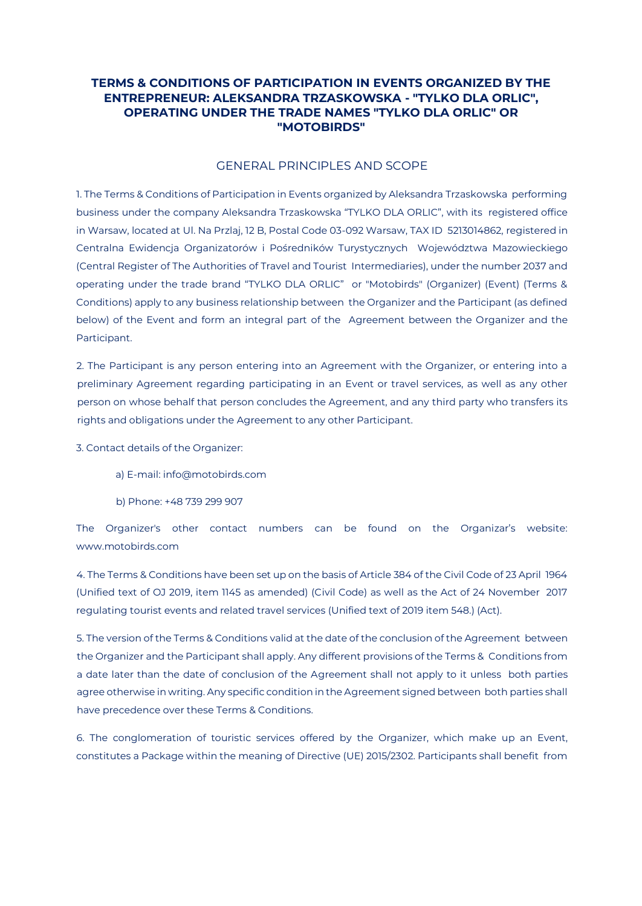# TERMS & CONDITIONS OF PARTICIPATION IN EVENTS ORGANIZED BY THE ENTREPRENEUR: ALEKSANDRA TRZASKOWSKA - "TYLKO DLA ORLIC", OPERATING UNDER THE TRADE NAMES "TYLKO DLA ORLIC" OR "MOTOBIRDS"

## GENERAL PRINCIPLES AND SCOPE

1. The Terms & Conditions of Participation in Events organized by Aleksandra Trzaskowska performing business under the company Aleksandra Trzaskowska "TYLKO DLA ORLIC", with its registered office in Warsaw, located at Ul. Na Przlaj, 12 B, Postal Code 03-092 Warsaw, TAX ID 5213014862, registered in Centralna Ewidencja Organizatorów i Pośredników Turystycznych Województwa Mazowieckiego (Central Register of The Authorities of Travel and Tourist Intermediaries), under the number 2037 and operating under the trade brand "TYLKO DLA ORLIC" or "Motobirds" (Organizer) (Event) (Terms & Conditions) apply to any business relationship between the Organizer and the Participant (as defined below) of the Event and form an integral part of the Agreement between the Organizer and the Participant.

2. The Participant is any person entering into an Agreement with the Organizer, or entering into a preliminary Agreement regarding participating in an Event or travel services, as well as any other person on whose behalf that person concludes the Agreement, and any third party who transfers its rights and obligations under the Agreement to any other Participant.

3. Contact details of the Organizer:

a) E-mail: info@motobirds.com

b) Phone: +48 739 299 907

The Organizer's other contact numbers can be found on the Organizar's website: www.motobirds.com

4. The Terms & Conditions have been set up on the basis of Article 384 of the Civil Code of 23 April 1964 (Unified text of OJ 2019, item 1145 as amended) (Civil Code) as well as the Act of 24 November 2017 regulating tourist events and related travel services (Unified text of 2019 item 548.) (Act).

5. The version of the Terms & Conditions valid at the date of the conclusion of the Agreement between the Organizer and the Participant shall apply. Any different provisions of the Terms & Conditions from a date later than the date of conclusion of the Agreement shall not apply to it unless both parties agree otherwise in writing. Any specific condition in the Agreement signed between both parties shall have precedence over these Terms & Conditions.

6. The conglomeration of touristic services offered by the Organizer, which make up an Event, constitutes a Package within the meaning of Directive (UE) 2015/2302. Participants shall benefit from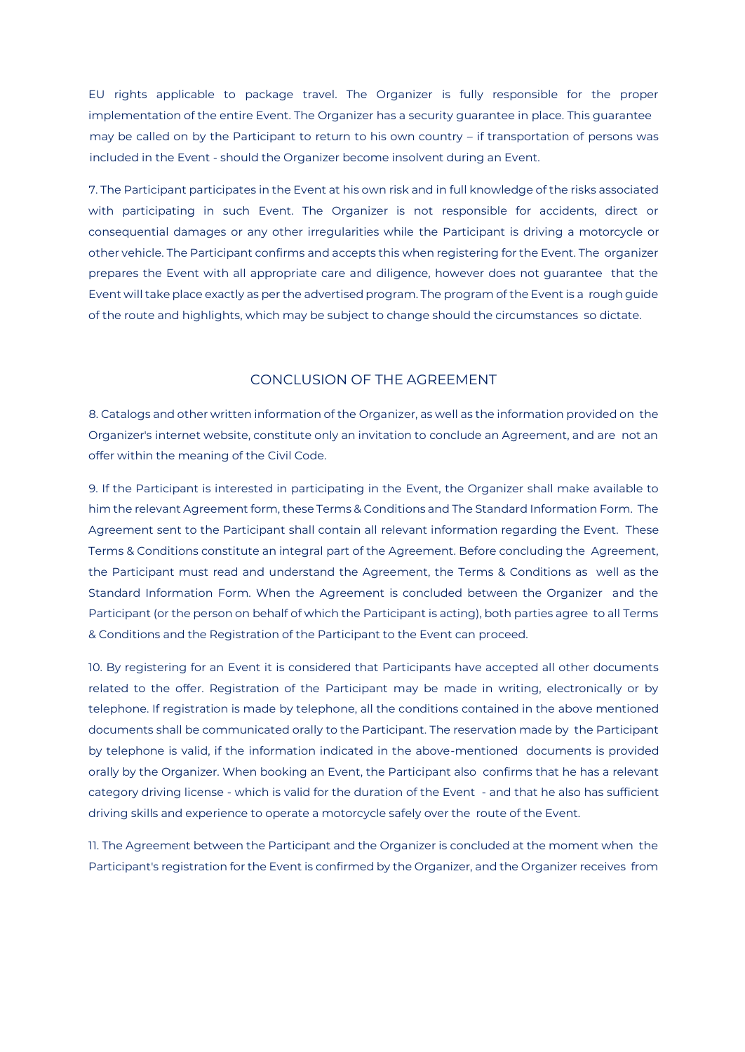EU rights applicable to package travel. The Organizer is fully responsible for the proper implementation of the entire Event. The Organizer has a security guarantee in place. This guarantee may be called on by the Participant to return to his own country – if transportation of persons was included in the Event - should the Organizer become insolvent during an Event.

7. The Participant participates in the Event at his own risk and in full knowledge of the risks associated with participating in such Event. The Organizer is not responsible for accidents, direct or consequential damages or any other irregularities while the Participant is driving a motorcycle or other vehicle. The Participant confirms and accepts this when registering for the Event. The organizer prepares the Event with all appropriate care and diligence, however does not guarantee that the Event will take place exactly as per the advertised program. The program of the Event is a rough guide of the route and highlights, which may be subject to change should the circumstances so dictate.

## CONCLUSION OF THE AGREEMENT

8. Catalogs and other written information of the Organizer, as well as the information provided on the Organizer's internet website, constitute only an invitation to conclude an Agreement, and are not an offer within the meaning of the Civil Code.

9. If the Participant is interested in participating in the Event, the Organizer shall make available to him the relevant Agreement form, these Terms & Conditions and The Standard Information Form. The Agreement sent to the Participant shall contain all relevant information regarding the Event. These Terms & Conditions constitute an integral part of the Agreement. Before concluding the Agreement, the Participant must read and understand the Agreement, the Terms & Conditions as well as the Standard Information Form. When the Agreement is concluded between the Organizer and the Participant (or the person on behalf of which the Participant is acting), both parties agree to all Terms & Conditions and the Registration of the Participant to the Event can proceed.

10. By registering for an Event it is considered that Participants have accepted all other documents related to the offer. Registration of the Participant may be made in writing, electronically or by telephone. If registration is made by telephone, all the conditions contained in the above mentioned documents shall be communicated orally to the Participant. The reservation made by the Participant by telephone is valid, if the information indicated in the above-mentioned documents is provided orally by the Organizer. When booking an Event, the Participant also confirms that he has a relevant category driving license - which is valid for the duration of the Event - and that he also has sufficient driving skills and experience to operate a motorcycle safely over the route of the Event.

11. The Agreement between the Participant and the Organizer is concluded at the moment when the Participant's registration for the Event is confirmed by the Organizer, and the Organizer receives from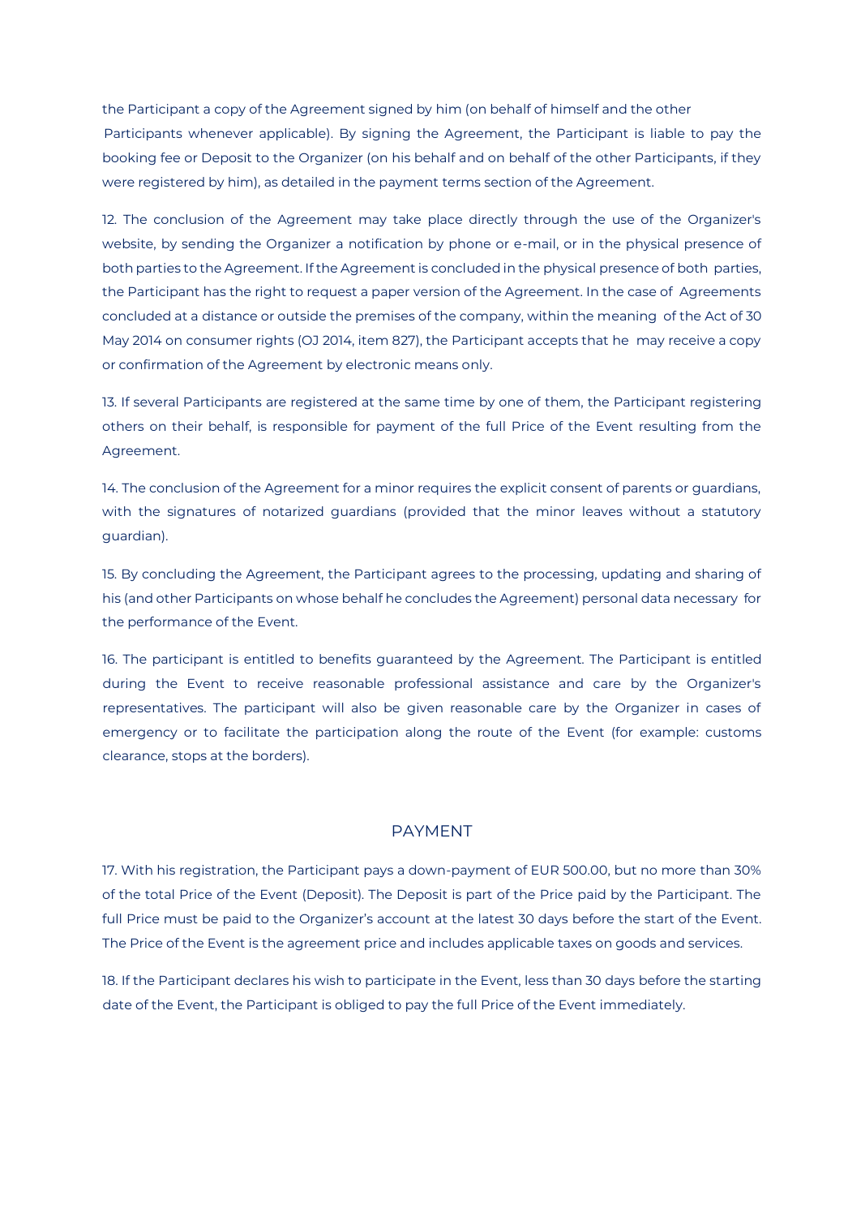the Participant a copy of the Agreement signed by him (on behalf of himself and the other Participants whenever applicable). By signing the Agreement, the Participant is liable to pay the booking fee or Deposit to the Organizer (on his behalf and on behalf of the other Participants, if they were registered by him), as detailed in the payment terms section of the Agreement.

12. The conclusion of the Agreement may take place directly through the use of the Organizer's website, by sending the Organizer a notification by phone or e-mail, or in the physical presence of both parties to the Agreement. If the Agreement is concluded in the physical presence of both parties, the Participant has the right to request a paper version of the Agreement. In the case of Agreements concluded at a distance or outside the premises of the company, within the meaning of the Act of 30 May 2014 on consumer rights (OJ 2014, item 827), the Participant accepts that he may receive a copy or confirmation of the Agreement by electronic means only.

13. If several Participants are registered at the same time by one of them, the Participant registering others on their behalf, is responsible for payment of the full Price of the Event resulting from the Agreement.

14. The conclusion of the Agreement for a minor requires the explicit consent of parents or guardians, with the signatures of notarized guardians (provided that the minor leaves without a statutory guardian).

15. By concluding the Agreement, the Participant agrees to the processing, updating and sharing of his (and other Participants on whose behalf he concludes the Agreement) personal data necessary for the performance of the Event.

16. The participant is entitled to benefits guaranteed by the Agreement. The Participant is entitled during the Event to receive reasonable professional assistance and care by the Organizer's representatives. The participant will also be given reasonable care by the Organizer in cases of emergency or to facilitate the participation along the route of the Event (for example: customs clearance, stops at the borders).

## PAYMENT

17. With his registration, the Participant pays a down-payment of EUR 500.00, but no more than 30% of the total Price of the Event (Deposit). The Deposit is part of the Price paid by the Participant. The full Price must be paid to the Organizer's account at the latest 30 days before the start of the Event. The Price of the Event is the agreement price and includes applicable taxes on goods and services.

18. If the Participant declares his wish to participate in the Event, less than 30 days before the starting date of the Event, the Participant is obliged to pay the full Price of the Event immediately.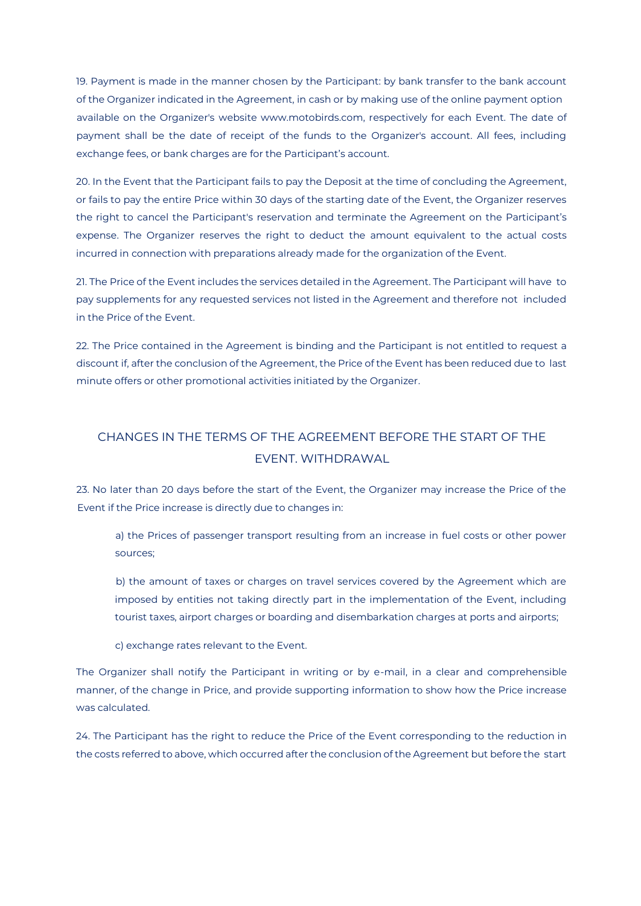19. Payment is made in the manner chosen by the Participant: by bank transfer to the bank account of the Organizer indicated in the Agreement, in cash or by making use of the online payment option available on the Organizer's website www.motobirds.com, respectively for each Event. The date of payment shall be the date of receipt of the funds to the Organizer's account. All fees, including exchange fees, or bank charges are for the Participant's account.

20. In the Event that the Participant fails to pay the Deposit at the time of concluding the Agreement, or fails to pay the entire Price within 30 days of the starting date of the Event, the Organizer reserves the right to cancel the Participant's reservation and terminate the Agreement on the Participant's expense. The Organizer reserves the right to deduct the amount equivalent to the actual costs incurred in connection with preparations already made for the organization of the Event.

21. The Price of the Event includes the services detailed in the Agreement. The Participant will have to pay supplements for any requested services not listed in the Agreement and therefore not included in the Price of the Event.

22. The Price contained in the Agreement is binding and the Participant is not entitled to request a discount if, after the conclusion of the Agreement, the Price of the Event has been reduced due to last minute offers or other promotional activities initiated by the Organizer.

## CHANGES IN THE TERMS OF THE AGREEMENT BEFORE THE START OF THE EVENT. WITHDRAWAL

23. No later than 20 days before the start of the Event, the Organizer may increase the Price of the Event if the Price increase is directly due to changes in:

a) the Prices of passenger transport resulting from an increase in fuel costs or other power sources;

b) the amount of taxes or charges on travel services covered by the Agreement which are imposed by entities not taking directly part in the implementation of the Event, including tourist taxes, airport charges or boarding and disembarkation charges at ports and airports;

c) exchange rates relevant to the Event.

The Organizer shall notify the Participant in writing or by e-mail, in a clear and comprehensible manner, of the change in Price, and provide supporting information to show how the Price increase was calculated.

24. The Participant has the right to reduce the Price of the Event corresponding to the reduction in the costs referred to above, which occurred after the conclusion of the Agreement but before the start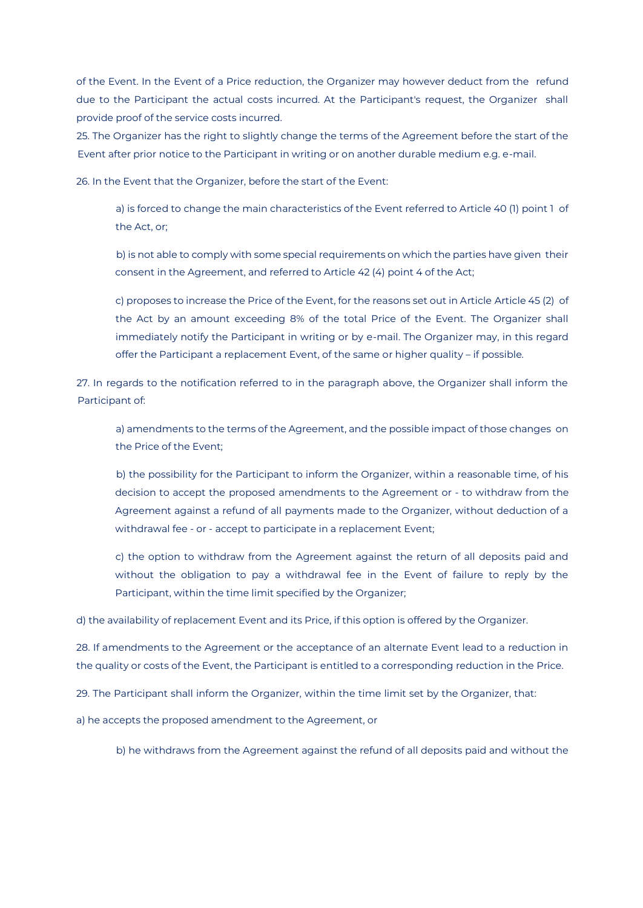of the Event. In the Event of a Price reduction, the Organizer may however deduct from the refund due to the Participant the actual costs incurred. At the Participant's request, the Organizer shall provide proof of the service costs incurred.

25. The Organizer has the right to slightly change the terms of the Agreement before the start of the Event after prior notice to the Participant in writing or on another durable medium e.g. e-mail.

26. In the Event that the Organizer, before the start of the Event:

> a) is forced to change the main characteristics of the Event referred to Article 40 (1) point 1 of the Act, or;
>
> b) is not able to comply with some special requirements on which the parties have given their consent in the Agreement, and referred to Article 42 (4) point 4 of the Act;
>
> c) proposes to increase the Price of the Event, for the reasons set out in Article Article 45 (2) of the Act by an amount exceeding 8% of the total Price of the Event. The Organizer shall immediately notify the Participant in writing or by e-mail. The Organizer may, in this regard offer the Participant a replacement Event, of the same or higher quality – if possible.

27. In regards to the notification referred to in the paragraph above, the Organizer shall inform the Participant of:

> a) amendments to the terms of the Agreement, and the possible impact of those changes on the Price of the Event;
>
> b) the possibility for the Participant to inform the Organizer, within a reasonable time, of his decision to accept the proposed amendments to the Agreement or - to withdraw from the Agreement against a refund of all payments made to the Organizer, without deduction of a withdrawal fee - or - accept to participate in a replacement Event;
>
> c) the option to withdraw from the Agreement against the return of all deposits paid and without the obligation to pay a withdrawal fee in the Event of failure to reply by the Participant, within the time limit specified by the Organizer;

d) the availability of replacement Event and its Price, if this option is offered by the Organizer.

28. If amendments to the Agreement or the acceptance of an alternate Event lead to a reduction in the quality or costs of the Event, the Participant is entitled to a corresponding reduction in the Price.

29. The Participant shall inform the Organizer, within the time limit set by the Organizer, that:

a) he accepts the proposed amendment to the Agreement, or

> b) he withdraws from the Agreement against the refund of all deposits paid and without the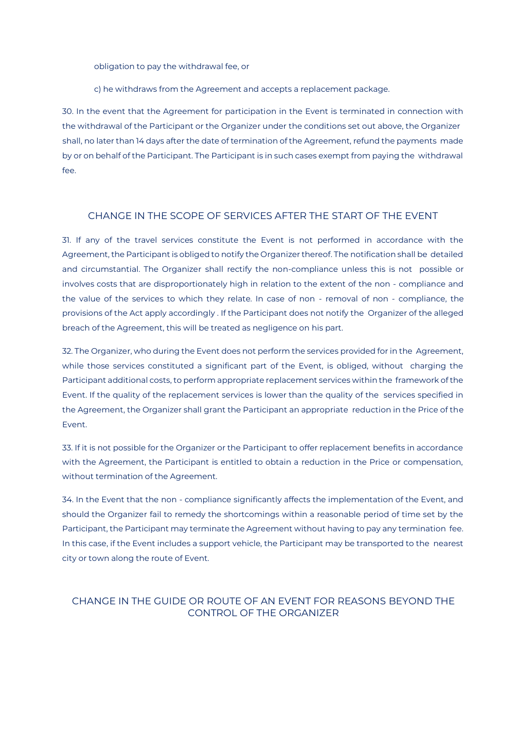obligation to pay the withdrawal fee, or

c) he withdraws from the Agreement and accepts a replacement package.

30. In the event that the Agreement for participation in the Event is terminated in connection with the withdrawal of the Participant or the Organizer under the conditions set out above, the Organizer shall, no later than 14 days after the date of termination of the Agreement, refund the payments made by or on behalf of the Participant. The Participant is in such cases exempt from paying the withdrawal fee.

## CHANGE IN THE SCOPE OF SERVICES AFTER THE START OF THE EVENT

31. If any of the travel services constitute the Event is not performed in accordance with the Agreement, the Participant is obliged to notify the Organizer thereof. The notification shall be detailed and circumstantial. The Organizer shall rectify the non-compliance unless this is not possible or involves costs that are disproportionately high in relation to the extent of the non - compliance and the value of the services to which they relate. In case of non - removal of non - compliance, the provisions of the Act apply accordingly . If the Participant does not notify the Organizer of the alleged breach of the Agreement, this will be treated as negligence on his part.

32. The Organizer, who during the Event does not perform the services provided for in the Agreement, while those services constituted a significant part of the Event, is obliged, without charging the Participant additional costs, to perform appropriate replacement services within the framework of the Event. If the quality of the replacement services is lower than the quality of the services specified in the Agreement, the Organizer shall grant the Participant an appropriate reduction in the Price of the Event.

33. If it is not possible for the Organizer or the Participant to offer replacement benefits in accordance with the Agreement, the Participant is entitled to obtain a reduction in the Price or compensation, without termination of the Agreement.

34. In the Event that the non - compliance significantly affects the implementation of the Event, and should the Organizer fail to remedy the shortcomings within a reasonable period of time set by the Participant, the Participant may terminate the Agreement without having to pay any termination fee. In this case, if the Event includes a support vehicle, the Participant may be transported to the nearest city or town along the route of Event.

## CHANGE IN THE GUIDE OR ROUTE OF AN EVENT FOR REASONS BEYOND THE CONTROL OF THE ORGANIZER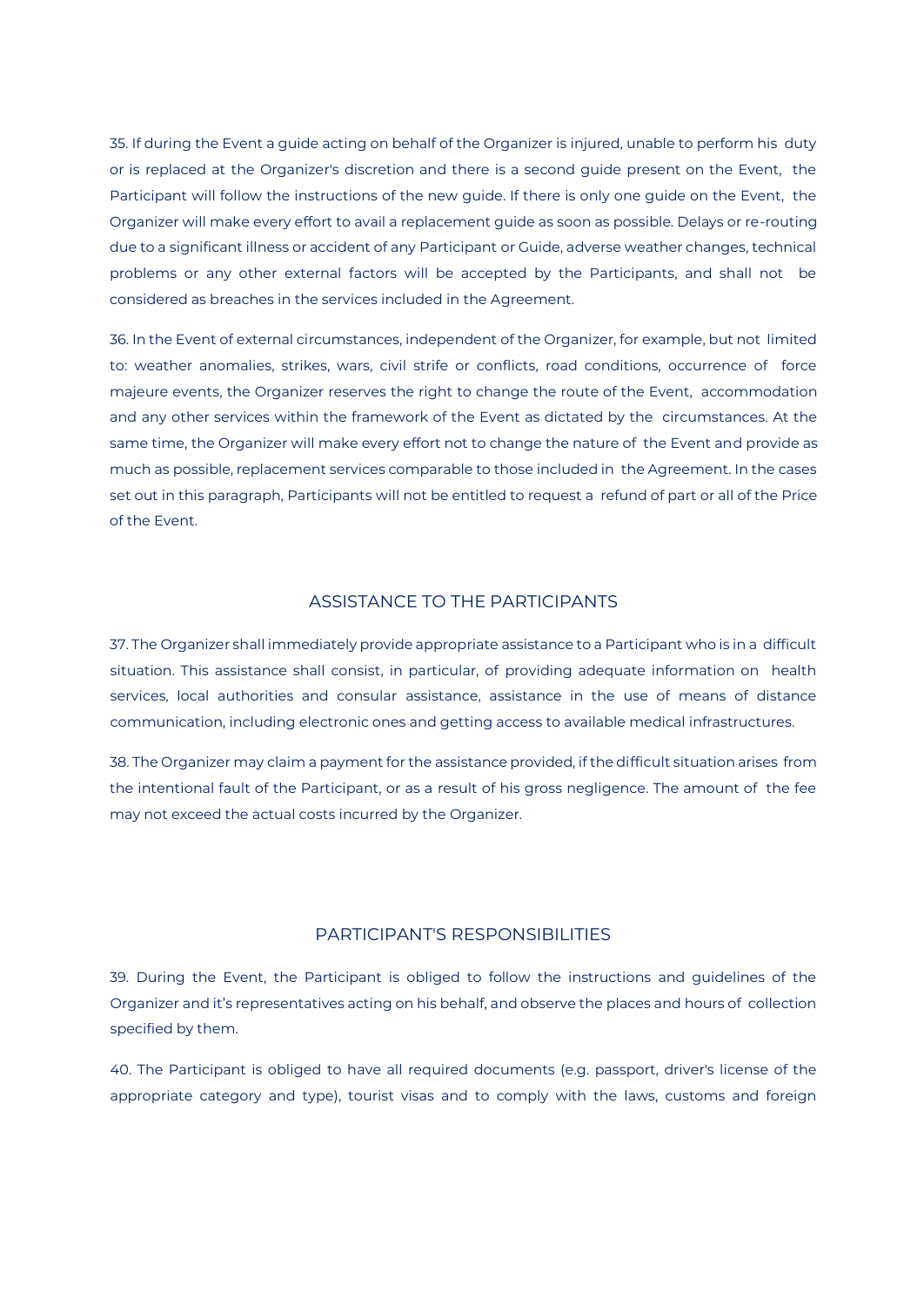35. If during the Event a guide acting on behalf of the Organizer is injured, unable to perform his duty or is replaced at the Organizer's discretion and there is a second guide present on the Event, the Participant will follow the instructions of the new guide. If there is only one guide on the Event, the Organizer will make every effort to avail a replacement guide as soon as possible. Delays or re-routing due to a significant illness or accident of any Participant or Guide, adverse weather changes, technical problems or any other external factors will be accepted by the Participants, and shall not be considered as breaches in the services included in the Agreement.

36. In the Event of external circumstances, independent of the Organizer, for example, but not limited to: weather anomalies, strikes, wars, civil strife or conflicts, road conditions, occurrence of force majeure events, the Organizer reserves the right to change the route of the Event, accommodation and any other services within the framework of the Event as dictated by the circumstances. At the same time, the Organizer will make every effort not to change the nature of the Event and provide as much as possible, replacement services comparable to those included in the Agreement. In the cases set out in this paragraph, Participants will not be entitled to request a refund of part or all of the Price of the Event.

## ASSISTANCE TO THE PARTICIPANTS

37. The Organizer shall immediately provide appropriate assistance to a Participant who is in a difficult situation. This assistance shall consist, in particular, of providing adequate information on health services, local authorities and consular assistance, assistance in the use of means of distance communication, including electronic ones and getting access to available medical infrastructures.

38. The Organizer may claim a payment for the assistance provided, if the difficult situation arises from the intentional fault of the Participant, or as a result of his gross negligence. The amount of the fee may not exceed the actual costs incurred by the Organizer.

## PARTICIPANT'S RESPONSIBILITIES

39. During the Event, the Participant is obliged to follow the instructions and guidelines of the Organizer and it's representatives acting on his behalf, and observe the places and hours of collection specified by them.

40. The Participant is obliged to have all required documents (e.g. passport, driver's license of the appropriate category and type), tourist visas and to comply with the laws, customs and foreign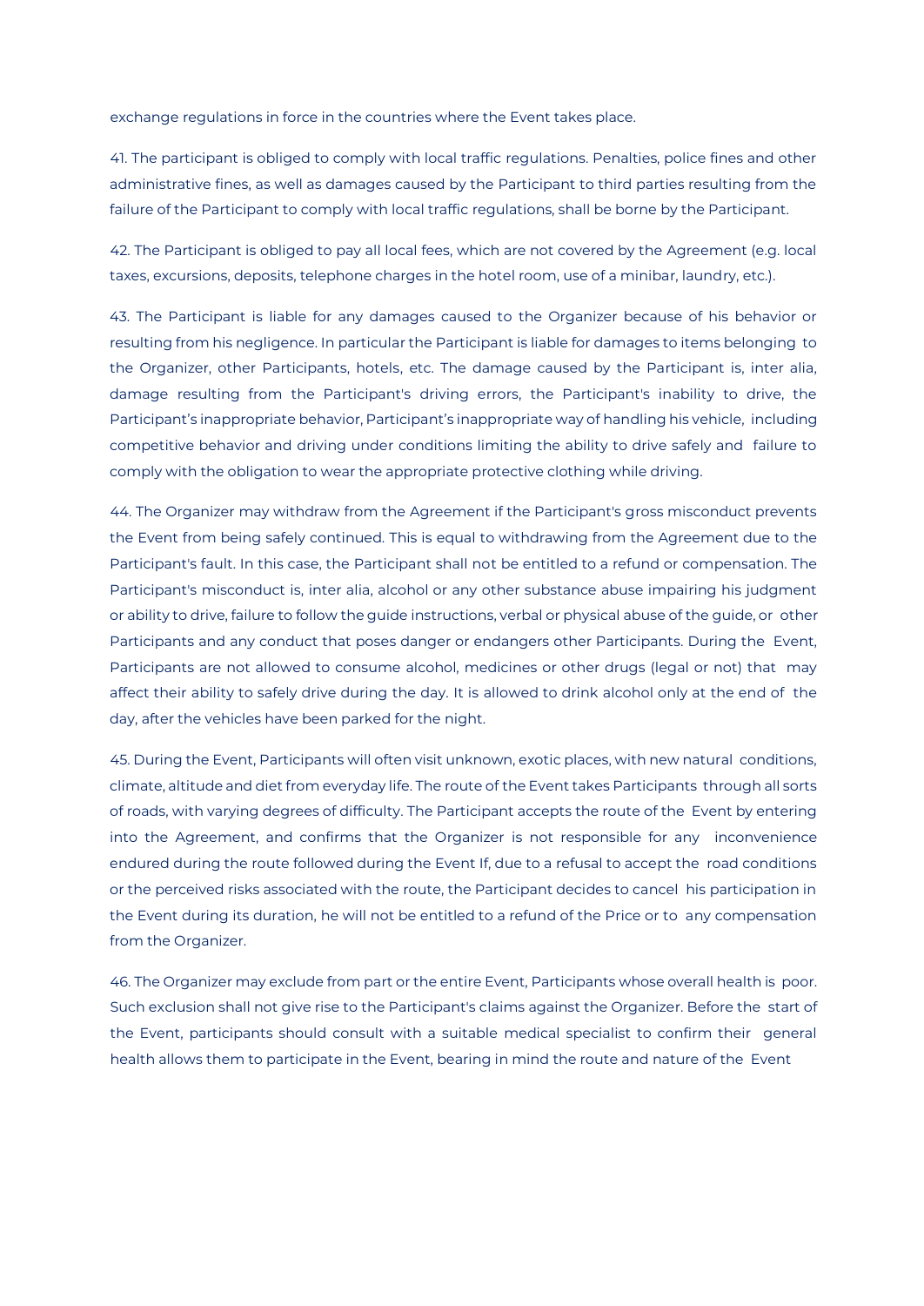exchange regulations in force in the countries where the Event takes place.

41. The participant is obliged to comply with local traffic regulations. Penalties, police fines and other administrative fines, as well as damages caused by the Participant to third parties resulting from the failure of the Participant to comply with local traffic regulations, shall be borne by the Participant.

42. The Participant is obliged to pay all local fees, which are not covered by the Agreement (e.g. local taxes, excursions, deposits, telephone charges in the hotel room, use of a minibar, laundry, etc.).

43. The Participant is liable for any damages caused to the Organizer because of his behavior or resulting from his negligence. In particular the Participant is liable for damages to items belonging to the Organizer, other Participants, hotels, etc. The damage caused by the Participant is, inter alia, damage resulting from the Participant's driving errors, the Participant's inability to drive, the Participant's inappropriate behavior, Participant's inappropriate way of handling his vehicle, including competitive behavior and driving under conditions limiting the ability to drive safely and failure to comply with the obligation to wear the appropriate protective clothing while driving.

44. The Organizer may withdraw from the Agreement if the Participant's gross misconduct prevents the Event from being safely continued. This is equal to withdrawing from the Agreement due to the Participant's fault. In this case, the Participant shall not be entitled to a refund or compensation. The Participant's misconduct is, inter alia, alcohol or any other substance abuse impairing his judgment or ability to drive, failure to follow the guide instructions, verbal or physical abuse of the guide, or other Participants and any conduct that poses danger or endangers other Participants. During the Event, Participants are not allowed to consume alcohol, medicines or other drugs (legal or not) that may affect their ability to safely drive during the day. It is allowed to drink alcohol only at the end of the day, after the vehicles have been parked for the night.

45. During the Event, Participants will often visit unknown, exotic places, with new natural conditions, climate, altitude and diet from everyday life. The route of the Event takes Participants through all sorts of roads, with varying degrees of difficulty. The Participant accepts the route of the Event by entering into the Agreement, and confirms that the Organizer is not responsible for any inconvenience endured during the route followed during the Event If, due to a refusal to accept the road conditions or the perceived risks associated with the route, the Participant decides to cancel his participation in the Event during its duration, he will not be entitled to a refund of the Price or to any compensation from the Organizer.

46. The Organizer may exclude from part or the entire Event, Participants whose overall health is poor. Such exclusion shall not give rise to the Participant's claims against the Organizer. Before the start of the Event, participants should consult with a suitable medical specialist to confirm their general health allows them to participate in the Event, bearing in mind the route and nature of the Event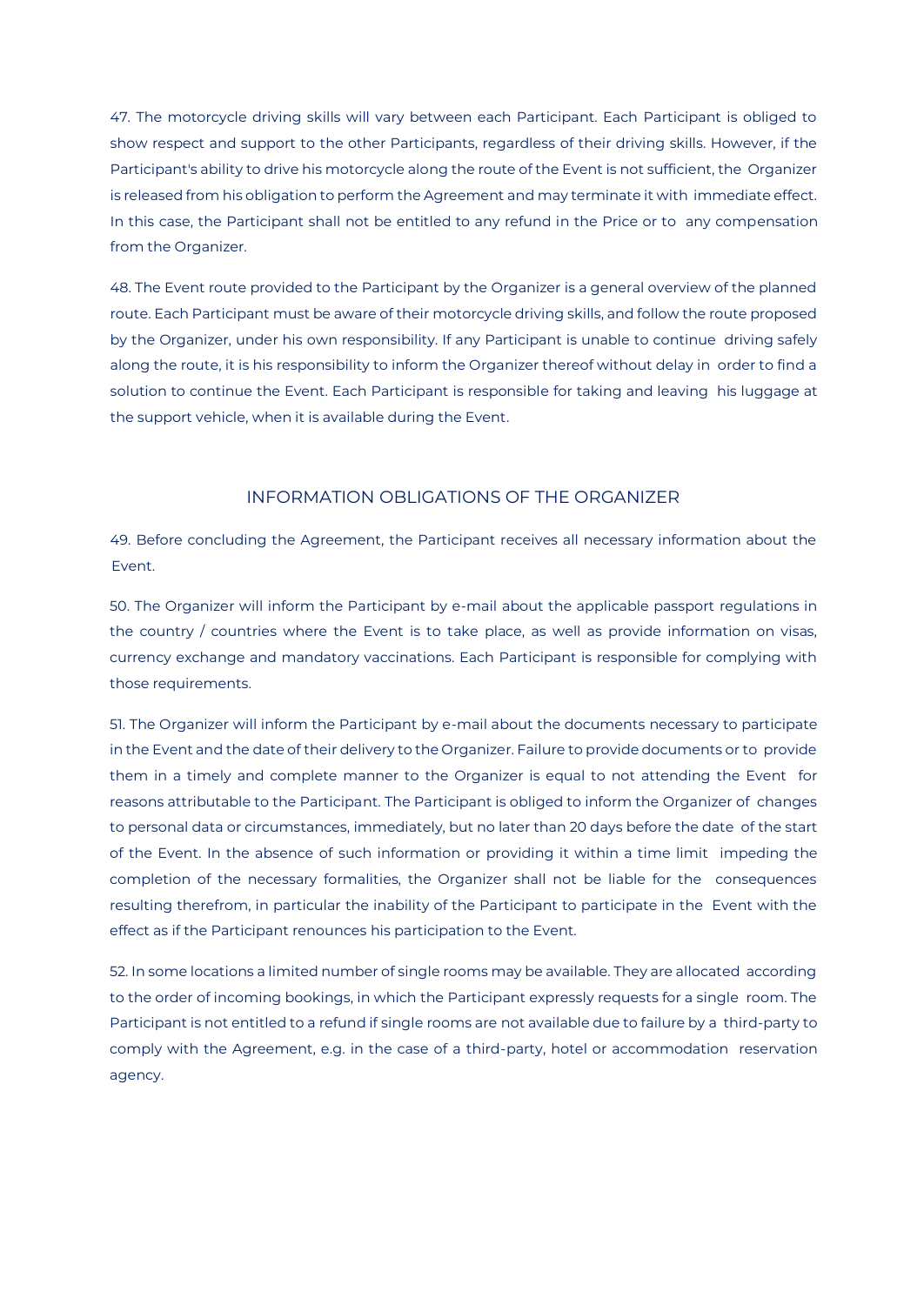47. The motorcycle driving skills will vary between each Participant. Each Participant is obliged to show respect and support to the other Participants, regardless of their driving skills. However, if the Participant's ability to drive his motorcycle along the route of the Event is not sufficient, the Organizer is released from his obligation to perform the Agreement and may terminate it with immediate effect. In this case, the Participant shall not be entitled to any refund in the Price or to any compensation from the Organizer.

48. The Event route provided to the Participant by the Organizer is a general overview of the planned route. Each Participant must be aware of their motorcycle driving skills, and follow the route proposed by the Organizer, under his own responsibility. If any Participant is unable to continue driving safely along the route, it is his responsibility to inform the Organizer thereof without delay in order to find a solution to continue the Event. Each Participant is responsible for taking and leaving his luggage at the support vehicle, when it is available during the Event.

## INFORMATION OBLIGATIONS OF THE ORGANIZER

49. Before concluding the Agreement, the Participant receives all necessary information about the Event.

50. The Organizer will inform the Participant by e-mail about the applicable passport regulations in the country / countries where the Event is to take place, as well as provide information on visas, currency exchange and mandatory vaccinations. Each Participant is responsible for complying with those requirements.

51. The Organizer will inform the Participant by e-mail about the documents necessary to participate in the Event and the date of their delivery to the Organizer. Failure to provide documents or to provide them in a timely and complete manner to the Organizer is equal to not attending the Event for reasons attributable to the Participant. The Participant is obliged to inform the Organizer of changes to personal data or circumstances, immediately, but no later than 20 days before the date of the start of the Event. In the absence of such information or providing it within a time limit impeding the completion of the necessary formalities, the Organizer shall not be liable for the consequences resulting therefrom, in particular the inability of the Participant to participate in the Event with the effect as if the Participant renounces his participation to the Event.

52. In some locations a limited number of single rooms may be available. They are allocated according to the order of incoming bookings, in which the Participant expressly requests for a single room. The Participant is not entitled to a refund if single rooms are not available due to failure by a third-party to comply with the Agreement, e.g. in the case of a third-party, hotel or accommodation reservation agency.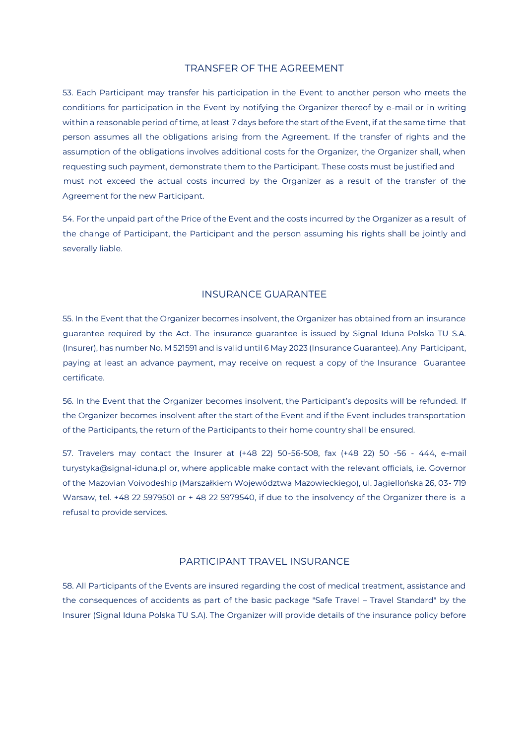## TRANSFER OF THE AGREEMENT

53. Each Participant may transfer his participation in the Event to another person who meets the conditions for participation in the Event by notifying the Organizer thereof by e-mail or in writing within a reasonable period of time, at least 7 days before the start of the Event, if at the same time that person assumes all the obligations arising from the Agreement. If the transfer of rights and the assumption of the obligations involves additional costs for the Organizer, the Organizer shall, when requesting such payment, demonstrate them to the Participant. These costs must be justified and must not exceed the actual costs incurred by the Organizer as a result of the transfer of the Agreement for the new Participant.

54. For the unpaid part of the Price of the Event and the costs incurred by the Organizer as a result of the change of Participant, the Participant and the person assuming his rights shall be jointly and severally liable.

## INSURANCE GUARANTEE

55. In the Event that the Organizer becomes insolvent, the Organizer has obtained from an insurance guarantee required by the Act. The insurance guarantee is issued by Signal Iduna Polska TU S.A. (Insurer), has number No. M 521591 and is valid until 6 May 2023 (Insurance Guarantee). Any Participant, paying at least an advance payment, may receive on request a copy of the Insurance Guarantee certificate.

56. In the Event that the Organizer becomes insolvent, the Participant's deposits will be refunded. If the Organizer becomes insolvent after the start of the Event and if the Event includes transportation of the Participants, the return of the Participants to their home country shall be ensured.

57. Travelers may contact the Insurer at (+48 22) 50-56-508, fax (+48 22) 50 -56 - 444, e-mail turystyka@signal-iduna.pl or, where applicable make contact with the relevant officials, i.e. Governor of the Mazovian Voivodeship (Marszałkiem Województwa Mazowieckiego), ul. Jagiellońska 26, 03- 719 Warsaw, tel. +48 22 5979501 or + 48 22 5979540, if due to the insolvency of the Organizer there is a refusal to provide services.

## PARTICIPANT TRAVEL INSURANCE

58. All Participants of the Events are insured regarding the cost of medical treatment, assistance and the consequences of accidents as part of the basic package "Safe Travel – Travel Standard" by the Insurer (Signal Iduna Polska TU S.A). The Organizer will provide details of the insurance policy before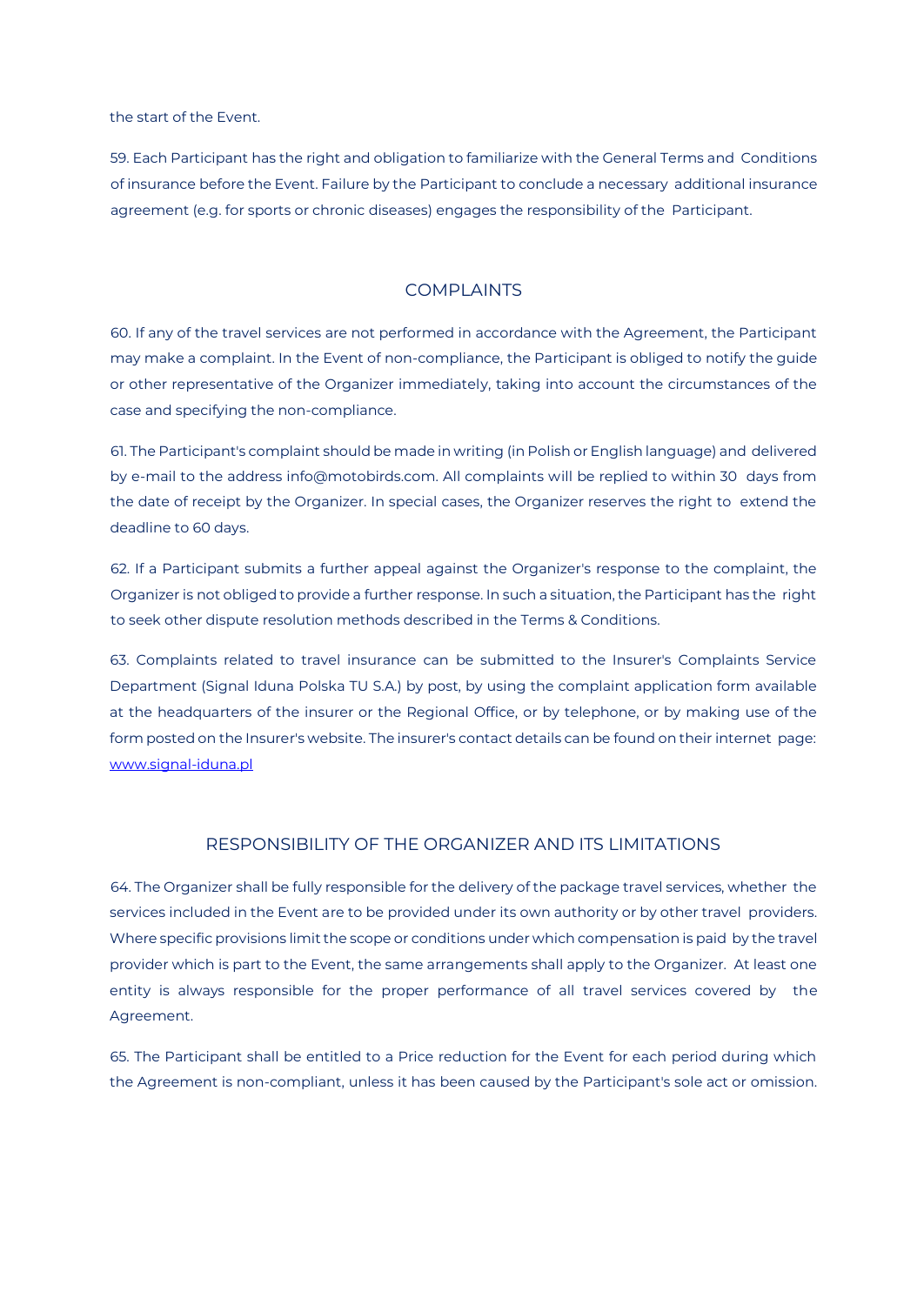the start of the Event.

59. Each Participant has the right and obligation to familiarize with the General Terms and Conditions of insurance before the Event. Failure by the Participant to conclude a necessary additional insurance agreement (e.g. for sports or chronic diseases) engages the responsibility of the Participant.

## COMPLAINTS

60. If any of the travel services are not performed in accordance with the Agreement, the Participant may make a complaint. In the Event of non-compliance, the Participant is obliged to notify the guide or other representative of the Organizer immediately, taking into account the circumstances of the case and specifying the non-compliance.

61. The Participant's complaint should be made in writing (in Polish or English language) and delivered by e-mail to the address info@motobirds.com. All complaints will be replied to within 30 days from the date of receipt by the Organizer. In special cases, the Organizer reserves the right to extend the deadline to 60 days.

62. If a Participant submits a further appeal against the Organizer's response to the complaint, the Organizer is not obliged to provide a further response. In such a situation, the Participant has the right to seek other dispute resolution methods described in the Terms & Conditions.

63. Complaints related to travel insurance can be submitted to the Insurer's Complaints Service Department (Signal Iduna Polska TU S.A.) by post, by using the complaint application form available at the headquarters of the insurer or the Regional Office, or by telephone, or by making use of the form posted on the Insurer's website. The insurer's contact details can be found on their internet page: [www.signal-iduna.pl](http://www.signal-iduna.pl)

## RESPONSIBILITY OF THE ORGANIZER AND ITS LIMITATIONS

64. The Organizer shall be fully responsible for the delivery of the package travel services, whether the services included in the Event are to be provided under its own authority or by other travel providers. Where specific provisions limit the scope or conditions under which compensation is paid by the travel provider which is part to the Event, the same arrangements shall apply to the Organizer. At least one entity is always responsible for the proper performance of all travel services covered by the Agreement.

65. The Participant shall be entitled to a Price reduction for the Event for each period during which the Agreement is non-compliant, unless it has been caused by the Participant's sole act or omission.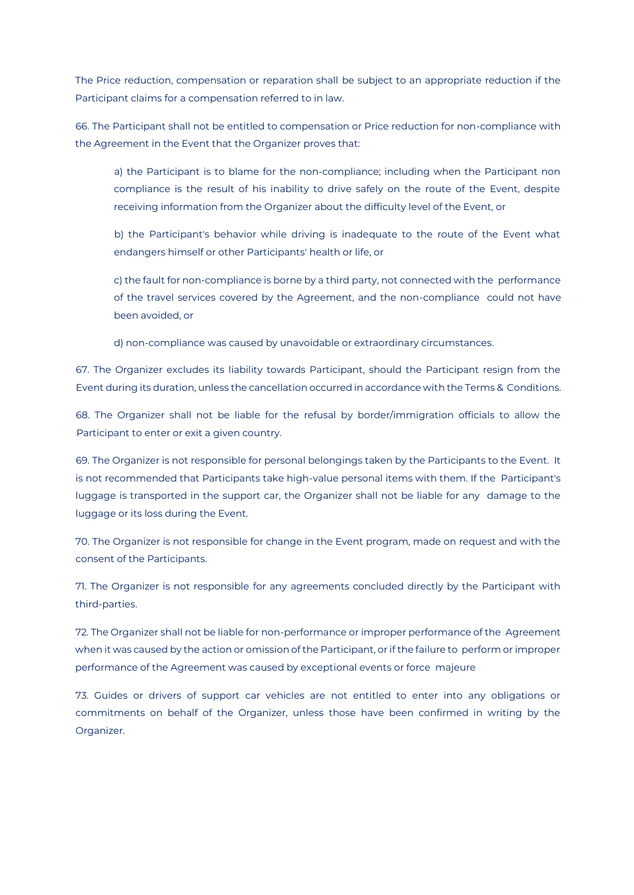The Price reduction, compensation or reparation shall be subject to an appropriate reduction if the Participant claims for a compensation referred to in law.

66. The Participant shall not be entitled to compensation or Price reduction for non-compliance with the Agreement in the Event that the Organizer proves that:

a) the Participant is to blame for the non-compliance; including when the Participant non compliance is the result of his inability to drive safely on the route of the Event, despite receiving information from the Organizer about the difficulty level of the Event, or

b) the Participant's behavior while driving is inadequate to the route of the Event what endangers himself or other Participants' health or life, or

c) the fault for non-compliance is borne by a third party, not connected with the performance of the travel services covered by the Agreement, and the non-compliance could not have been avoided, or

d) non-compliance was caused by unavoidable or extraordinary circumstances.

67. The Organizer excludes its liability towards Participant, should the Participant resign from the Event during its duration, unless the cancellation occurred in accordance with the Terms & Conditions.

68. The Organizer shall not be liable for the refusal by border/immigration officials to allow the Participant to enter or exit a given country.

69. The Organizer is not responsible for personal belongings taken by the Participants to the Event. It is not recommended that Participants take high-value personal items with them. If the Participant's luggage is transported in the support car, the Organizer shall not be liable for any damage to the luggage or its loss during the Event.

70. The Organizer is not responsible for change in the Event program, made on request and with the consent of the Participants.

71. The Organizer is not responsible for any agreements concluded directly by the Participant with third-parties.

72. The Organizer shall not be liable for non-performance or improper performance of the Agreement when it was caused by the action or omission of the Participant, or if the failure to perform or improper performance of the Agreement was caused by exceptional events or force majeure

73. Guides or drivers of support car vehicles are not entitled to enter into any obligations or commitments on behalf of the Organizer, unless those have been confirmed in writing by the Organizer.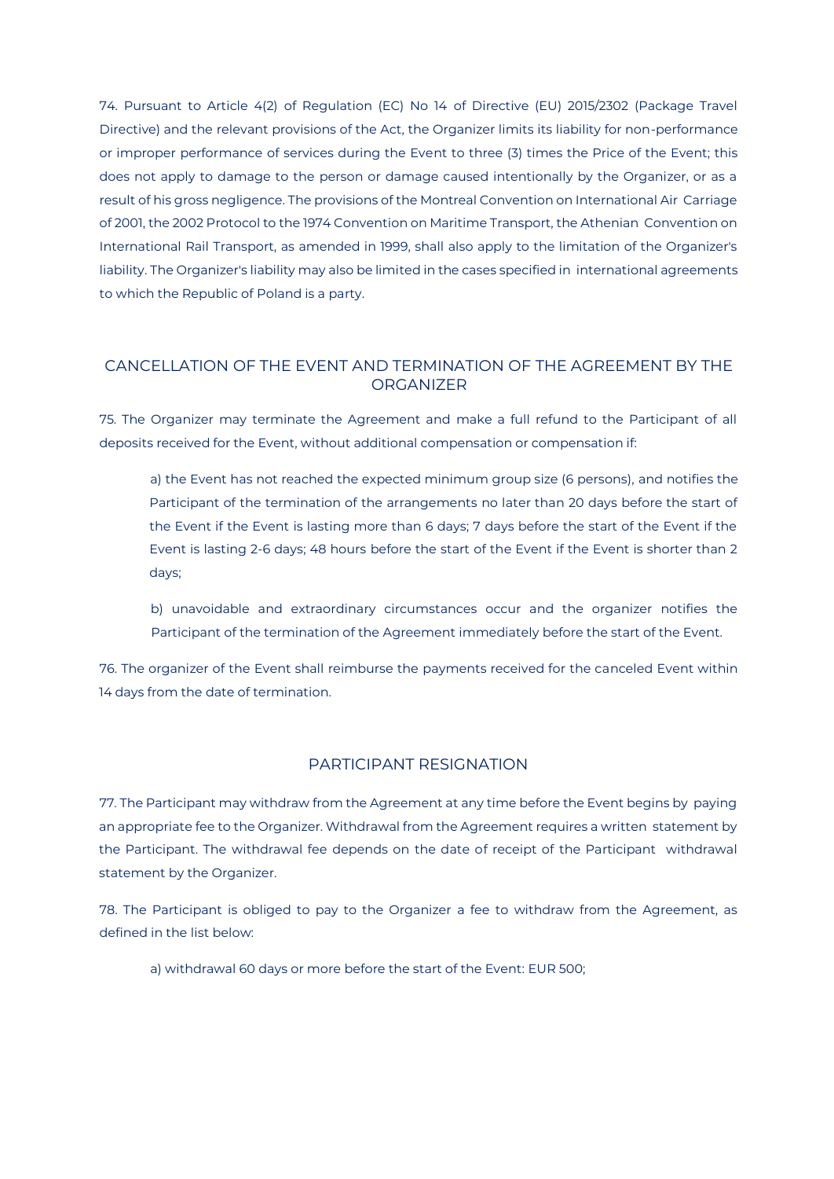74. Pursuant to Article 4(2) of Regulation (EC) No 14 of Directive (EU) 2015/2302 (Package Travel Directive) and the relevant provisions of the Act, the Organizer limits its liability for non-performance or improper performance of services during the Event to three (3) times the Price of the Event; this does not apply to damage to the person or damage caused intentionally by the Organizer, or as a result of his gross negligence. The provisions of the Montreal Convention on International Air Carriage of 2001, the 2002 Protocol to the 1974 Convention on Maritime Transport, the Athenian Convention on International Rail Transport, as amended in 1999, shall also apply to the limitation of the Organizer's liability. The Organizer's liability may also be limited in the cases specified in international agreements to which the Republic of Poland is a party.

## CANCELLATION OF THE EVENT AND TERMINATION OF THE AGREEMENT BY THE ORGANIZER

75. The Organizer may terminate the Agreement and make a full refund to the Participant of all deposits received for the Event, without additional compensation or compensation if:

a) the Event has not reached the expected minimum group size (6 persons), and notifies the Participant of the termination of the arrangements no later than 20 days before the start of the Event if the Event is lasting more than 6 days; 7 days before the start of the Event if the Event is lasting 2-6 days; 48 hours before the start of the Event if the Event is shorter than 2 days;

b) unavoidable and extraordinary circumstances occur and the organizer notifies the Participant of the termination of the Agreement immediately before the start of the Event.

76. The organizer of the Event shall reimburse the payments received for the canceled Event within 14 days from the date of termination.

## PARTICIPANT RESIGNATION

77. The Participant may withdraw from the Agreement at any time before the Event begins by paying an appropriate fee to the Organizer. Withdrawal from the Agreement requires a written statement by the Participant. The withdrawal fee depends on the date of receipt of the Participant withdrawal statement by the Organizer.

78. The Participant is obliged to pay to the Organizer a fee to withdraw from the Agreement, as defined in the list below:

a) withdrawal 60 days or more before the start of the Event: EUR 500;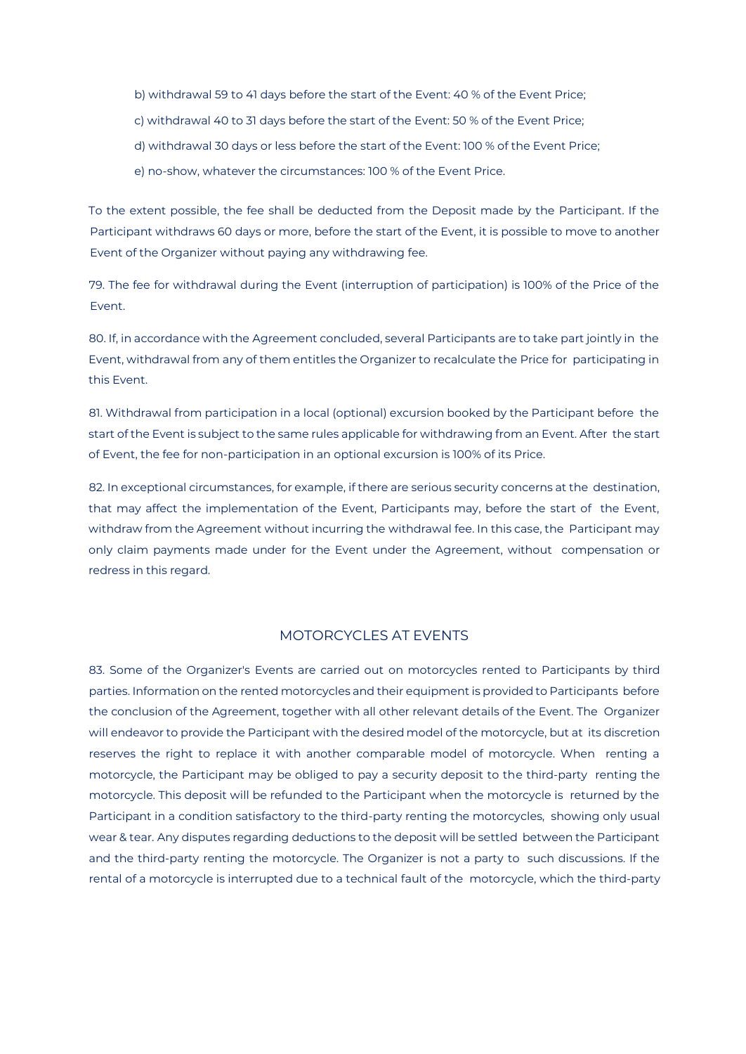b) withdrawal 59 to 41 days before the start of the Event: 40 % of the Event Price;

c) withdrawal 40 to 31 days before the start of the Event: 50 % of the Event Price;

d) withdrawal 30 days or less before the start of the Event: 100 % of the Event Price;

e) no-show, whatever the circumstances: 100 % of the Event Price.

To the extent possible, the fee shall be deducted from the Deposit made by the Participant. If the Participant withdraws 60 days or more, before the start of the Event, it is possible to move to another Event of the Organizer without paying any withdrawing fee.

79. The fee for withdrawal during the Event (interruption of participation) is 100% of the Price of the Event.

80. If, in accordance with the Agreement concluded, several Participants are to take part jointly in the Event, withdrawal from any of them entitles the Organizer to recalculate the Price for participating in this Event.

81. Withdrawal from participation in a local (optional) excursion booked by the Participant before the start of the Event is subject to the same rules applicable for withdrawing from an Event. After the start of Event, the fee for non-participation in an optional excursion is 100% of its Price.

82. In exceptional circumstances, for example, if there are serious security concerns at the destination, that may affect the implementation of the Event, Participants may, before the start of the Event, withdraw from the Agreement without incurring the withdrawal fee. In this case, the Participant may only claim payments made under for the Event under the Agreement, without compensation or redress in this regard.

## MOTORCYCLES AT EVENTS

83. Some of the Organizer's Events are carried out on motorcycles rented to Participants by third parties. Information on the rented motorcycles and their equipment is provided to Participants before the conclusion of the Agreement, together with all other relevant details of the Event. The Organizer will endeavor to provide the Participant with the desired model of the motorcycle, but at its discretion reserves the right to replace it with another comparable model of motorcycle. When renting a motorcycle, the Participant may be obliged to pay a security deposit to the third-party renting the motorcycle. This deposit will be refunded to the Participant when the motorcycle is returned by the Participant in a condition satisfactory to the third-party renting the motorcycles, showing only usual wear & tear. Any disputes regarding deductions to the deposit will be settled between the Participant and the third-party renting the motorcycle. The Organizer is not a party to such discussions. If the rental of a motorcycle is interrupted due to a technical fault of the motorcycle, which the third-party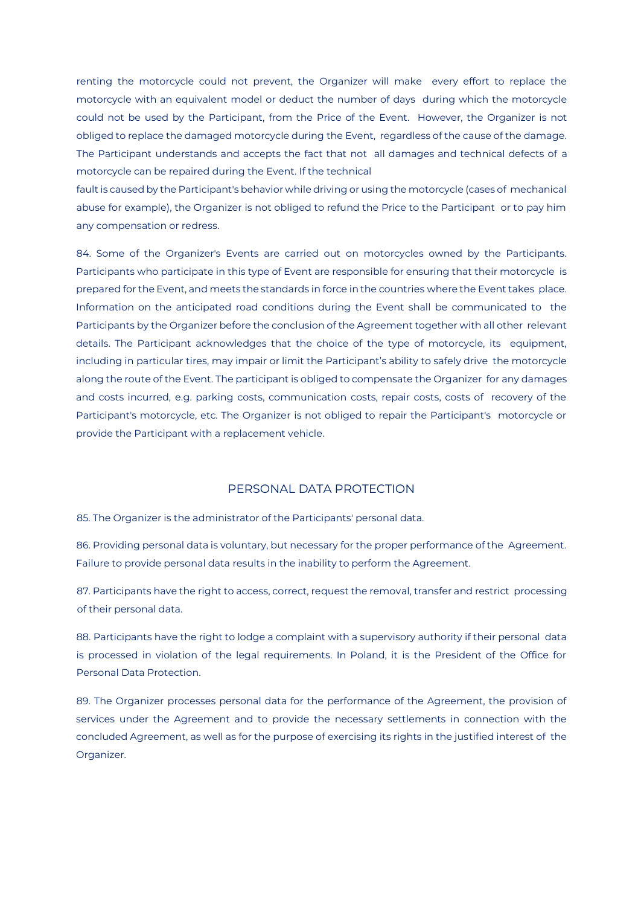renting the motorcycle could not prevent, the Organizer will make every effort to replace the motorcycle with an equivalent model or deduct the number of days during which the motorcycle could not be used by the Participant, from the Price of the Event. However, the Organizer is not obliged to replace the damaged motorcycle during the Event, regardless of the cause of the damage. The Participant understands and accepts the fact that not all damages and technical defects of a motorcycle can be repaired during the Event. If the technical fault is caused by the Participant's behavior while driving or using the motorcycle (cases of mechanical abuse for example), the Organizer is not obliged to refund the Price to the Participant or to pay him any compensation or redress.

84. Some of the Organizer's Events are carried out on motorcycles owned by the Participants. Participants who participate in this type of Event are responsible for ensuring that their motorcycle is prepared for the Event, and meets the standards in force in the countries where the Event takes place. Information on the anticipated road conditions during the Event shall be communicated to the Participants by the Organizer before the conclusion of the Agreement together with all other relevant details. The Participant acknowledges that the choice of the type of motorcycle, its equipment, including in particular tires, may impair or limit the Participant's ability to safely drive the motorcycle along the route of the Event. The participant is obliged to compensate the Organizer for any damages and costs incurred, e.g. parking costs, communication costs, repair costs, costs of recovery of the Participant's motorcycle, etc. The Organizer is not obliged to repair the Participant's motorcycle or provide the Participant with a replacement vehicle.

## PERSONAL DATA PROTECTION

85. The Organizer is the administrator of the Participants' personal data.

86. Providing personal data is voluntary, but necessary for the proper performance of the Agreement. Failure to provide personal data results in the inability to perform the Agreement.

87. Participants have the right to access, correct, request the removal, transfer and restrict processing of their personal data.

88. Participants have the right to lodge a complaint with a supervisory authority if their personal data is processed in violation of the legal requirements. In Poland, it is the President of the Office for Personal Data Protection.

89. The Organizer processes personal data for the performance of the Agreement, the provision of services under the Agreement and to provide the necessary settlements in connection with the concluded Agreement, as well as for the purpose of exercising its rights in the justified interest of the Organizer.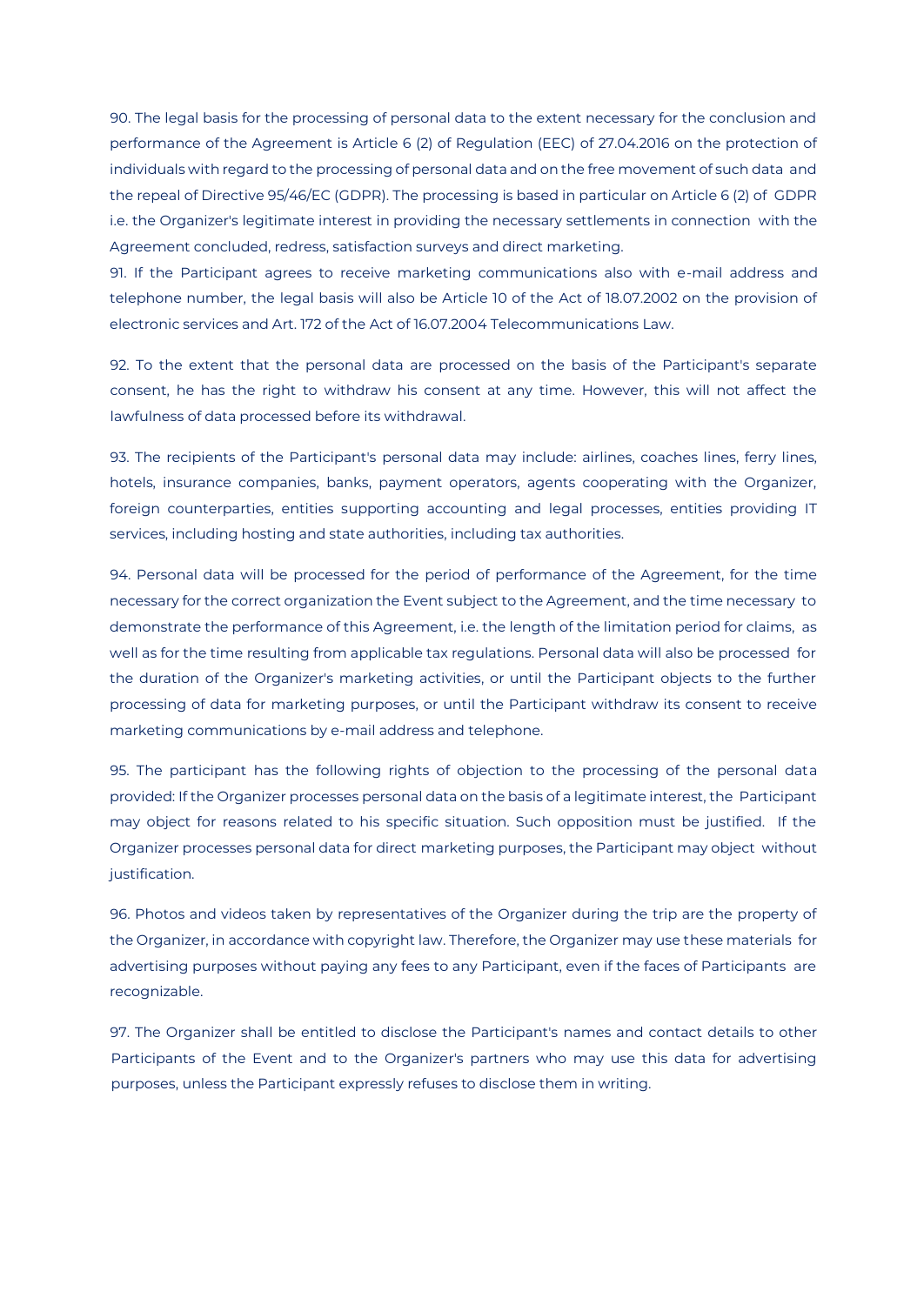90. The legal basis for the processing of personal data to the extent necessary for the conclusion and performance of the Agreement is Article 6 (2) of Regulation (EEC) of 27.04.2016 on the protection of individuals with regard to the processing of personal data and on the free movement of such data and the repeal of Directive 95/46/EC (GDPR). The processing is based in particular on Article 6 (2) of GDPR i.e. the Organizer's legitimate interest in providing the necessary settlements in connection with the Agreement concluded, redress, satisfaction surveys and direct marketing.

91. If the Participant agrees to receive marketing communications also with e-mail address and telephone number, the legal basis will also be Article 10 of the Act of 18.07.2002 on the provision of electronic services and Art. 172 of the Act of 16.07.2004 Telecommunications Law.

92. To the extent that the personal data are processed on the basis of the Participant's separate consent, he has the right to withdraw his consent at any time. However, this will not affect the lawfulness of data processed before its withdrawal.

93. The recipients of the Participant's personal data may include: airlines, coaches lines, ferry lines, hotels, insurance companies, banks, payment operators, agents cooperating with the Organizer, foreign counterparties, entities supporting accounting and legal processes, entities providing IT services, including hosting and state authorities, including tax authorities.

94. Personal data will be processed for the period of performance of the Agreement, for the time necessary for the correct organization the Event subject to the Agreement, and the time necessary to demonstrate the performance of this Agreement, i.e. the length of the limitation period for claims, as well as for the time resulting from applicable tax regulations. Personal data will also be processed for the duration of the Organizer's marketing activities, or until the Participant objects to the further processing of data for marketing purposes, or until the Participant withdraw its consent to receive marketing communications by e-mail address and telephone.

95. The participant has the following rights of objection to the processing of the personal data provided: If the Organizer processes personal data on the basis of a legitimate interest, the Participant may object for reasons related to his specific situation. Such opposition must be justified. If the Organizer processes personal data for direct marketing purposes, the Participant may object without justification.

96. Photos and videos taken by representatives of the Organizer during the trip are the property of the Organizer, in accordance with copyright law. Therefore, the Organizer may use these materials for advertising purposes without paying any fees to any Participant, even if the faces of Participants are recognizable.

97. The Organizer shall be entitled to disclose the Participant's names and contact details to other Participants of the Event and to the Organizer's partners who may use this data for advertising purposes, unless the Participant expressly refuses to disclose them in writing.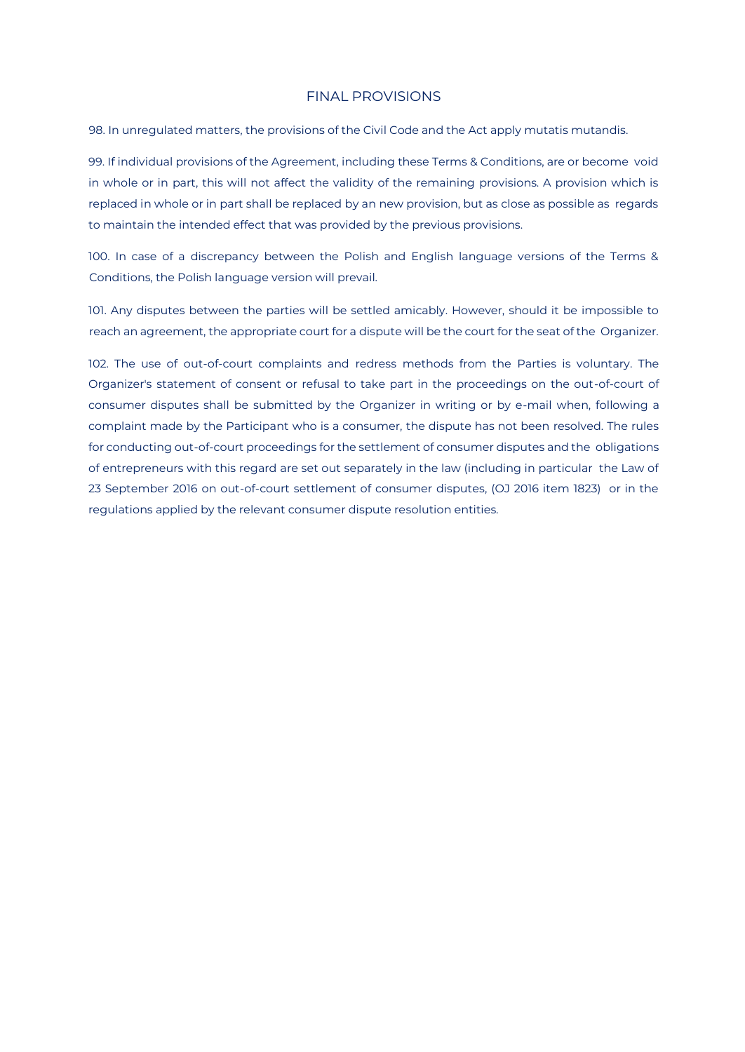## FINAL PROVISIONS

98. In unregulated matters, the provisions of the Civil Code and the Act apply mutatis mutandis.

99. If individual provisions of the Agreement, including these Terms & Conditions, are or become void in whole or in part, this will not affect the validity of the remaining provisions. A provision which is replaced in whole or in part shall be replaced by an new provision, but as close as possible as regards to maintain the intended effect that was provided by the previous provisions.

100. In case of a discrepancy between the Polish and English language versions of the Terms & Conditions, the Polish language version will prevail.

101. Any disputes between the parties will be settled amicably. However, should it be impossible to reach an agreement, the appropriate court for a dispute will be the court for the seat of the Organizer.

102. The use of out-of-court complaints and redress methods from the Parties is voluntary. The Organizer's statement of consent or refusal to take part in the proceedings on the out-of-court of consumer disputes shall be submitted by the Organizer in writing or by e-mail when, following a complaint made by the Participant who is a consumer, the dispute has not been resolved. The rules for conducting out-of-court proceedings for the settlement of consumer disputes and the obligations of entrepreneurs with this regard are set out separately in the law (including in particular the Law of 23 September 2016 on out-of-court settlement of consumer disputes, (OJ 2016 item 1823) or in the regulations applied by the relevant consumer dispute resolution entities.